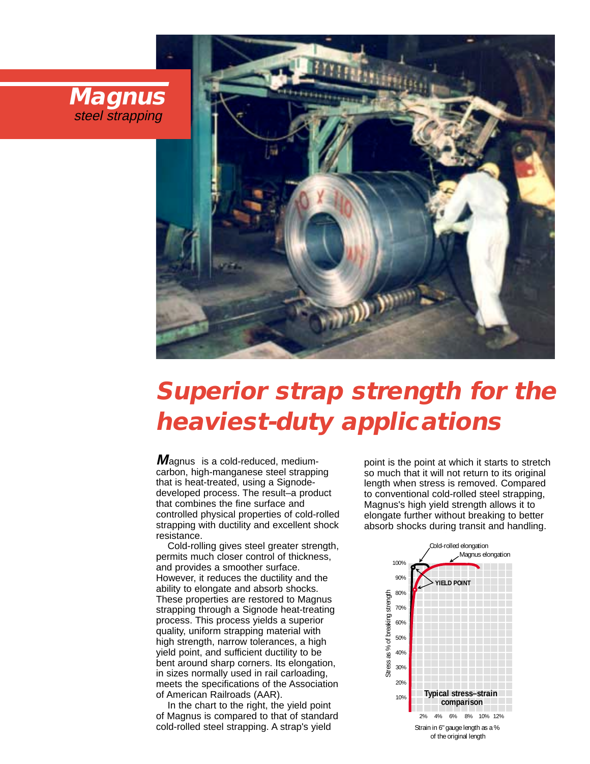# Magnus
*steel strapping*

# Superior strap strength for the heaviest-duty applications

**M**agnus is a cold-reduced, medium-carbon, high-manganese steel strapping that is heat-treated, using a Signode-developed process. The result–a product that combines the fine surface and controlled physical properties of cold-rolled strapping with ductility and excellent shock resistance.

Cold-rolling gives steel greater strength, permits much closer control of thickness, and provides a smoother surface. However, it reduces the ductility and the ability to elongate and absorb shocks. These properties are restored to Magnus strapping through a Signode heat-treating process. This process yields a superior quality, uniform strapping material with high strength, narrow tolerances, a high yield point, and sufficient ductility to be bent around sharp corners. Its elongation, in sizes normally used in rail carloading, meets the specifications of the Association of American Railroads (AAR).

In the chart to the right, the yield point of Magnus is compared to that of standard cold-rolled steel strapping. A strap's yield point is the point at which it starts to stretch so much that it will not return to its original length when stress is removed. Compared to conventional cold-rolled steel strapping, Magnus's high yield strength allows it to elongate further without breaking to better absorb shocks during transit and handling.

**Typical stress–strain comparison**

Cold-rolled elongation; Magnus elongation; YIELD POINT

Stress as % of breaking strength: 10%, 20%, 30%, 40%, 50%, 60%, 70%, 80%, 90%, 100%

Strain in 6" gauge length as a % of the original length: 2%, 4%, 6%, 8%, 10%, 12%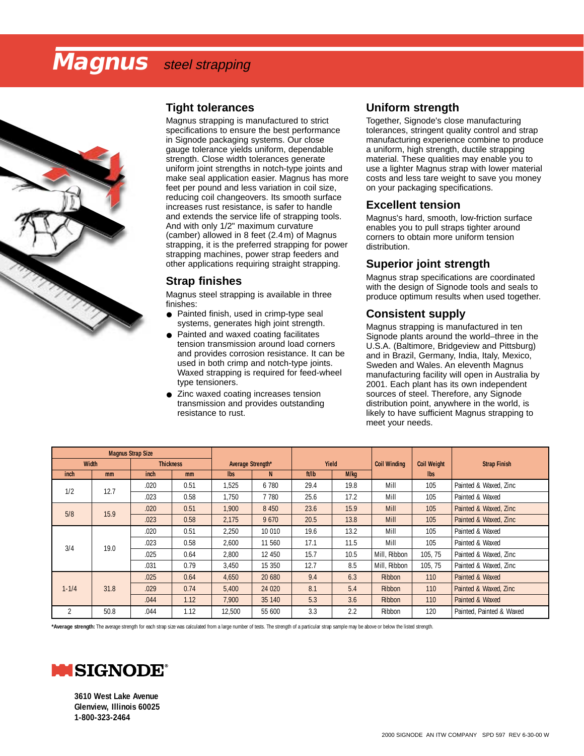# Magnus *steel strapping*

## Tight tolerances

Magnus strapping is manufactured to strict specifications to ensure the best performance in Signode packaging systems. Our close gauge tolerance yields uniform, dependable strength. Close width tolerances generate uniform joint strengths in notch-type joints and make seal application easier. Magnus has more feet per pound and less variation in coil size, reducing coil changeovers. Its smooth surface increases rust resistance, is safer to handle and extends the service life of strapping tools. And with only 1/2" maximum curvature (camber) allowed in 8 feet (2.4 m) of Magnus strapping, it is the preferred strapping for power strapping machines, power strap feeders and other applications requiring straight strapping.

## Strap finishes

Magnus steel strapping is available in three finishes:

- Painted finish, used in crimp-type seal systems, generates high joint strength.
- Painted and waxed coating facilitates tension transmission around load corners and provides corrosion resistance. It can be used in both crimp and notch-type joints. Waxed strapping is required for feed-wheel type tensioners.
- Zinc waxed coating increases tension transmission and provides outstanding resistance to rust.

## Uniform strength

Together, Signode's close manufacturing tolerances, stringent quality control and strap manufacturing experience combine to produce a uniform, high strength, ductile strapping material. These qualities may enable you to use a lighter Magnus strap with lower material costs and less tare weight to save you money on your packaging specifications.

## Excellent tension

Magnus's hard, smooth, low-friction surface enables you to pull straps tighter around corners to obtain more uniform tension distribution.

## Superior joint strength

Magnus strap specifications are coordinated with the design of Signode tools and seals to produce optimum results when used together.

## Consistent supply

Magnus strapping is manufactured in ten Signode plants around the world–three in the U.S.A. (Baltimore, Bridgeview and Pittsburg) and in Brazil, Germany, India, Italy, Mexico, Sweden and Wales. An eleventh Magnus manufacturing facility will open in Australia by 2001. Each plant has its own independent sources of steel. Therefore, any Signode distribution point, anywhere in the world, is likely to have sufficient Magnus strapping to meet your needs.

| Magnus Strap Size | | | | Average Strength* | | Yield | | Coil Winding | Coil Weight | Strap Finish |
|---|---|---|---|---|---|---|---|---|---|---|
| Width | | Thickness | | | | | | | | |
| inch | mm | inch | mm | lbs | N | ft/lb | M/kg | | lbs | |
| 1/2 | 12.7 | .020 | 0.51 | 1,525 | 6 780 | 29.4 | 19.8 | Mill | 105 | Painted & Waxed, Zinc |
| | | .023 | 0.58 | 1,750 | 7 780 | 25.6 | 17.2 | Mill | 105 | Painted & Waxed |
| 5/8 | 15.9 | .020 | 0.51 | 1,900 | 8 450 | 23.6 | 15.9 | Mill | 105 | Painted & Waxed, Zinc |
| | | .023 | 0.58 | 2,175 | 9 670 | 20.5 | 13.8 | Mill | 105 | Painted & Waxed, Zinc |
| 3/4 | 19.0 | .020 | 0.51 | 2,250 | 10 010 | 19.6 | 13.2 | Mill | 105 | Painted & Waxed |
| | | .023 | 0.58 | 2,600 | 11 560 | 17.1 | 11.5 | Mill | 105 | Painted & Waxed |
| | | .025 | 0.64 | 2,800 | 12 450 | 15.7 | 10.5 | Mill, Ribbon | 105, 75 | Painted & Waxed, Zinc |
| | | .031 | 0.79 | 3,450 | 15 350 | 12.7 | 8.5 | Mill, Ribbon | 105, 75 | Painted & Waxed, Zinc |
| 1-1/4 | 31.8 | .025 | 0.64 | 4,650 | 20 680 | 9.4 | 6.3 | Ribbon | 110 | Painted & Waxed |
| | | .029 | 0.74 | 5,400 | 24 020 | 8.1 | 5.4 | Ribbon | 110 | Painted & Waxed, Zinc |
| | | .044 | 1.12 | 7,900 | 35 140 | 5.3 | 3.6 | Ribbon | 110 | Painted & Waxed |
| 2 | 50.8 | .044 | 1.12 | 12,500 | 55 600 | 3.3 | 2.2 | Ribbon | 120 | Painted, Painted & Waxed |

***Average strength:** The average strength for each strap size was calculated from a large number of tests. The strength of a particular strap sample may be above or below the listed strength.

**SIGNODE®**

**3610 West Lake Avenue**
**Glenview, Illinois 60025**
**1-800-323-2464**

2000 SIGNODE AN ITW COMPANY SPD 597 REV 6-30-00 W